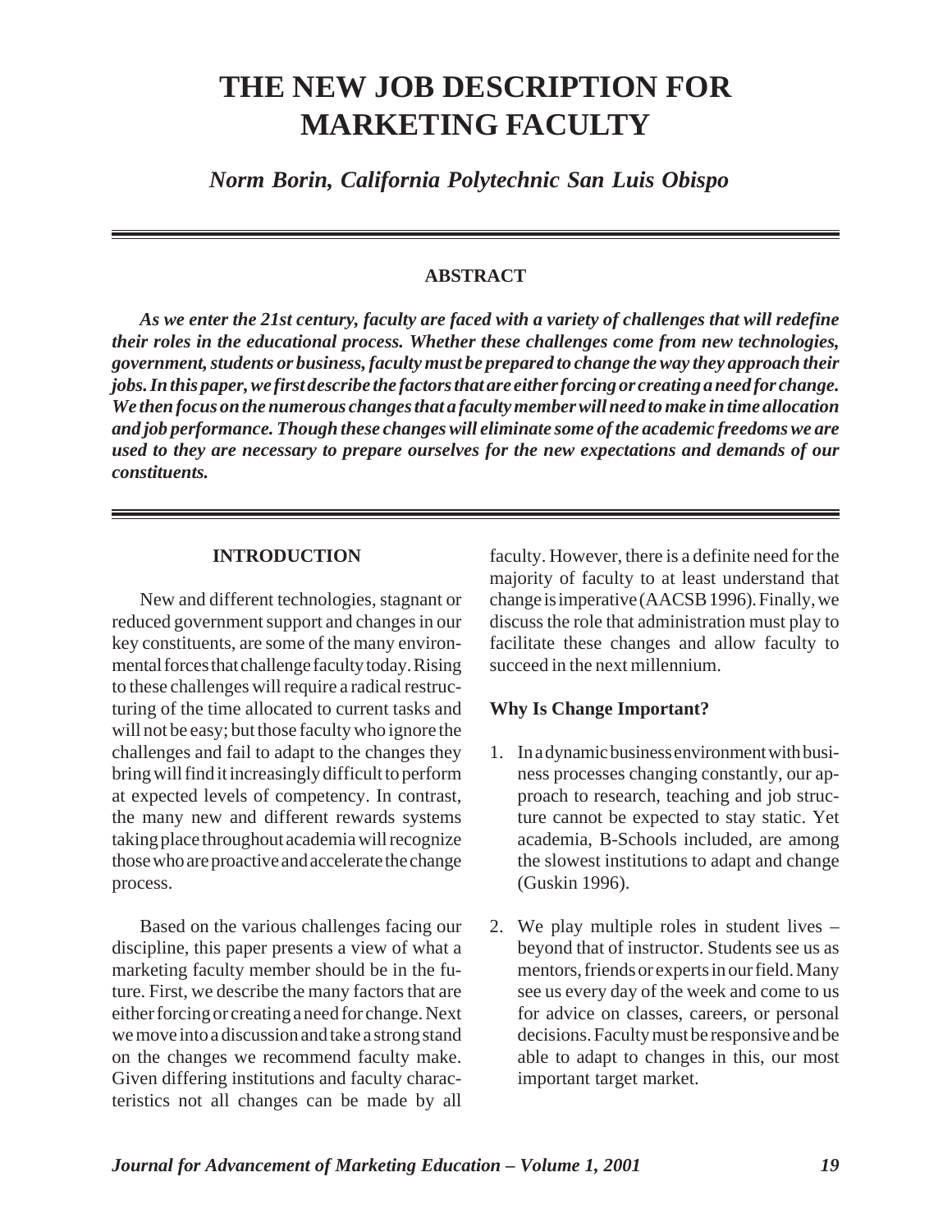# THE NEW JOB DESCRIPTION FOR MARKETING FACULTY

*Norm Borin, California Polytechnic San Luis Obispo*

## ABSTRACT

***As we enter the 21st century, faculty are faced with a variety of challenges that will redefine their roles in the educational process. Whether these challenges come from new technologies, government, students or business, faculty must be prepared to change the way they approach their jobs. In this paper, we first describe the factors that are either forcing or creating a need for change. We then focus on the numerous changes that a faculty member will need to make in time allocation and job performance. Though these changes will eliminate some of the academic freedoms we are used to they are necessary to prepare ourselves for the new expectations and demands of our constituents.***

## INTRODUCTION

New and different technologies, stagnant or reduced government support and changes in our key constituents, are some of the many environmental forces that challenge faculty today. Rising to these challenges will require a radical restructuring of the time allocated to current tasks and will not be easy; but those faculty who ignore the challenges and fail to adapt to the changes they bring will find it increasingly difficult to perform at expected levels of competency. In contrast, the many new and different rewards systems taking place throughout academia will recognize those who are proactive and accelerate the change process.

Based on the various challenges facing our discipline, this paper presents a view of what a marketing faculty member should be in the future. First, we describe the many factors that are either forcing or creating a need for change. Next we move into a discussion and take a strong stand on the changes we recommend faculty make. Given differing institutions and faculty characteristics not all changes can be made by all faculty. However, there is a definite need for the majority of faculty to at least understand that change is imperative (AACSB 1996). Finally, we discuss the role that administration must play to facilitate these changes and allow faculty to succeed in the next millennium.

### Why Is Change Important?

1. In a dynamic business environment with business processes changing constantly, our approach to research, teaching and job structure cannot be expected to stay static. Yet academia, B-Schools included, are among the slowest institutions to adapt and change (Guskin 1996).

2. We play multiple roles in student lives – beyond that of instructor. Students see us as mentors, friends or experts in our field. Many see us every day of the week and come to us for advice on classes, careers, or personal decisions. Faculty must be responsive and be able to adapt to changes in this, our most important target market.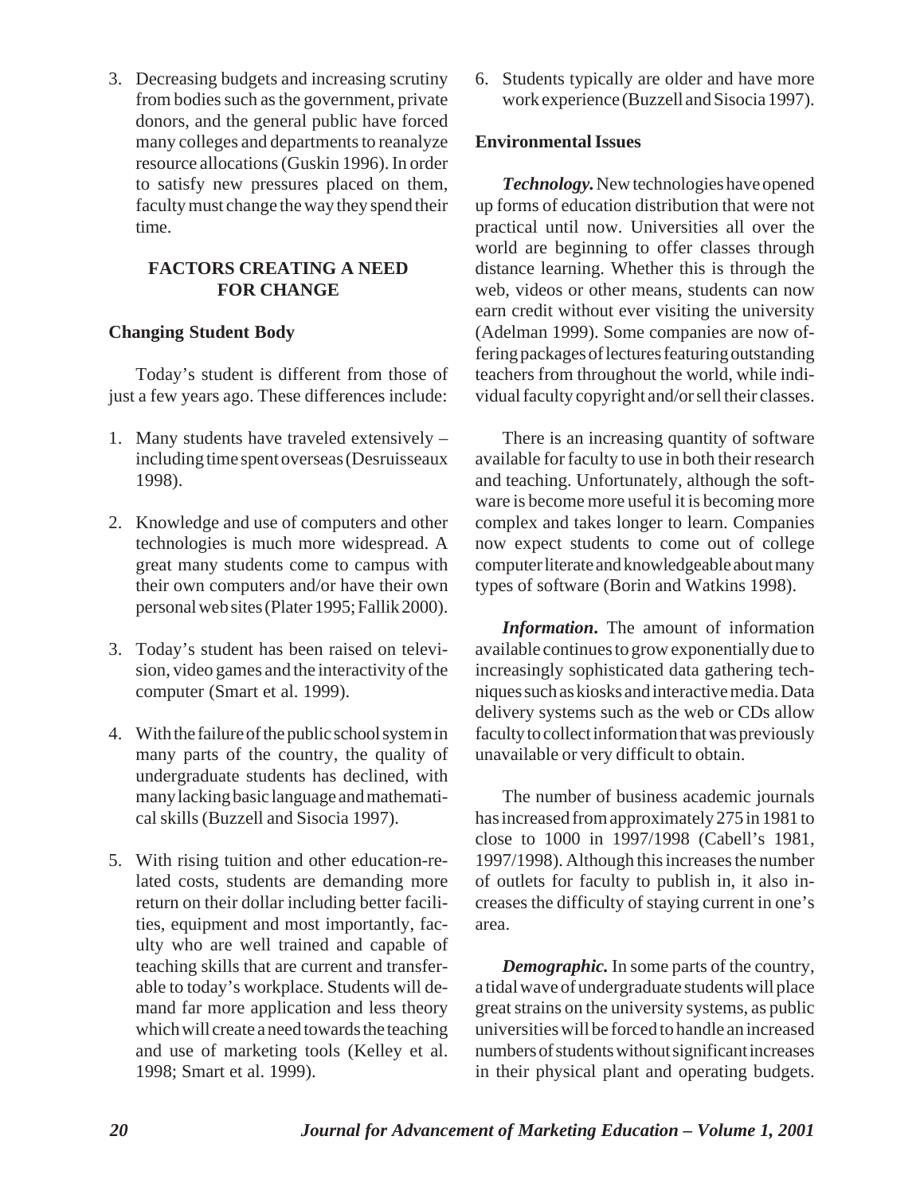3. Decreasing budgets and increasing scrutiny from bodies such as the government, private donors, and the general public have forced many colleges and departments to reanalyze resource allocations (Guskin 1996). In order to satisfy new pressures placed on them, faculty must change the way they spend their time.

## FACTORS CREATING A NEED FOR CHANGE

### Changing Student Body

Today's student is different from those of just a few years ago. These differences include:

1. Many students have traveled extensively – including time spent overseas (Desruisseaux 1998).

2. Knowledge and use of computers and other technologies is much more widespread. A great many students come to campus with their own computers and/or have their own personal web sites (Plater 1995; Fallik 2000).

3. Today's student has been raised on television, video games and the interactivity of the computer (Smart et al. 1999).

4. With the failure of the public school system in many parts of the country, the quality of undergraduate students has declined, with many lacking basic language and mathematical skills (Buzzell and Sisocia 1997).

5. With rising tuition and other education-related costs, students are demanding more return on their dollar including better facilities, equipment and most importantly, faculty who are well trained and capable of teaching skills that are current and transferable to today's workplace. Students will demand far more application and less theory which will create a need towards the teaching and use of marketing tools (Kelley et al. 1998; Smart et al. 1999).

6. Students typically are older and have more work experience (Buzzell and Sisocia 1997).

### Environmental Issues

***Technology.*** New technologies have opened up forms of education distribution that were not practical until now. Universities all over the world are beginning to offer classes through distance learning. Whether this is through the web, videos or other means, students can now earn credit without ever visiting the university (Adelman 1999). Some companies are now offering packages of lectures featuring outstanding teachers from throughout the world, while individual faculty copyright and/or sell their classes.

There is an increasing quantity of software available for faculty to use in both their research and teaching. Unfortunately, although the software is become more useful it is becoming more complex and takes longer to learn. Companies now expect students to come out of college computer literate and knowledgeable about many types of software (Borin and Watkins 1998).

***Information.*** The amount of information available continues to grow exponentially due to increasingly sophisticated data gathering techniques such as kiosks and interactive media. Data delivery systems such as the web or CDs allow faculty to collect information that was previously unavailable or very difficult to obtain.

The number of business academic journals has increased from approximately 275 in 1981 to close to 1000 in 1997/1998 (Cabell's 1981, 1997/1998). Although this increases the number of outlets for faculty to publish in, it also increases the difficulty of staying current in one's area.

***Demographic.*** In some parts of the country, a tidal wave of undergraduate students will place great strains on the university systems, as public universities will be forced to handle an increased numbers of students without significant increases in their physical plant and operating budgets.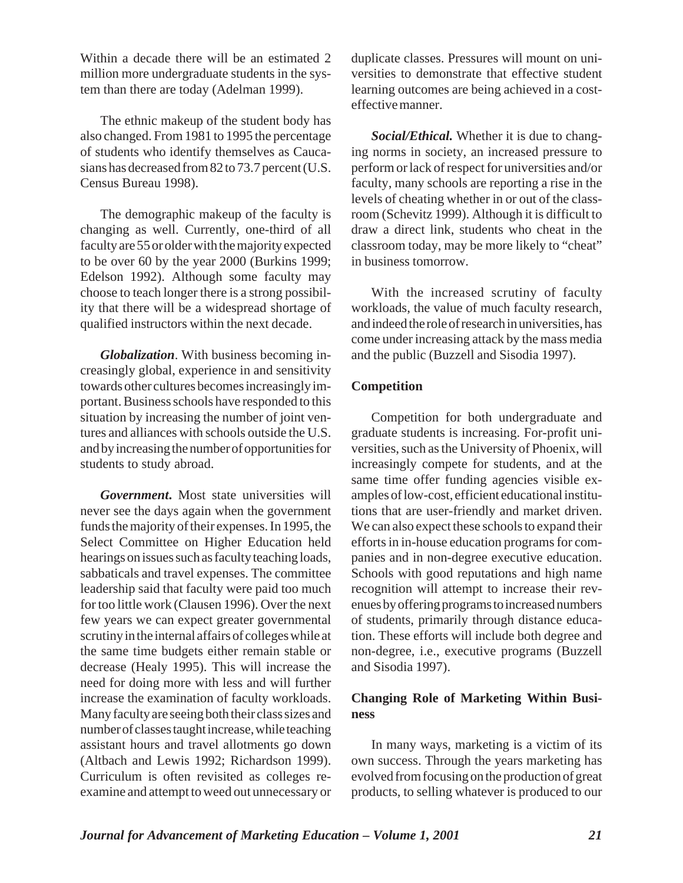Within a decade there will be an estimated 2 million more undergraduate students in the system than there are today (Adelman 1999).

The ethnic makeup of the student body has also changed. From 1981 to 1995 the percentage of students who identify themselves as Caucasians has decreased from 82 to 73.7 percent (U.S. Census Bureau 1998).

The demographic makeup of the faculty is changing as well. Currently, one-third of all faculty are 55 or older with the majority expected to be over 60 by the year 2000 (Burkins 1999; Edelson 1992). Although some faculty may choose to teach longer there is a strong possibility that there will be a widespread shortage of qualified instructors within the next decade.

***Globalization***. With business becoming increasingly global, experience in and sensitivity towards other cultures becomes increasingly important. Business schools have responded to this situation by increasing the number of joint ventures and alliances with schools outside the U.S. and by increasing the number of opportunities for students to study abroad.

***Government.*** Most state universities will never see the days again when the government funds the majority of their expenses. In 1995, the Select Committee on Higher Education held hearings on issues such as faculty teaching loads, sabbaticals and travel expenses. The committee leadership said that faculty were paid too much for too little work (Clausen 1996). Over the next few years we can expect greater governmental scrutiny in the internal affairs of colleges while at the same time budgets either remain stable or decrease (Healy 1995). This will increase the need for doing more with less and will further increase the examination of faculty workloads. Many faculty are seeing both their class sizes and number of classes taught increase, while teaching assistant hours and travel allotments go down (Altbach and Lewis 1992; Richardson 1999). Curriculum is often revisited as colleges reexamine and attempt to weed out unnecessary or duplicate classes. Pressures will mount on universities to demonstrate that effective student learning outcomes are being achieved in a cost-effective manner.

***Social/Ethical.*** Whether it is due to changing norms in society, an increased pressure to perform or lack of respect for universities and/or faculty, many schools are reporting a rise in the levels of cheating whether in or out of the classroom (Schevitz 1999). Although it is difficult to draw a direct link, students who cheat in the classroom today, may be more likely to "cheat" in business tomorrow.

With the increased scrutiny of faculty workloads, the value of much faculty research, and indeed the role of research in universities, has come under increasing attack by the mass media and the public (Buzzell and Sisodia 1997).

## Competition

Competition for both undergraduate and graduate students is increasing. For-profit universities, such as the University of Phoenix, will increasingly compete for students, and at the same time offer funding agencies visible examples of low-cost, efficient educational institutions that are user-friendly and market driven. We can also expect these schools to expand their efforts in in-house education programs for companies and in non-degree executive education. Schools with good reputations and high name recognition will attempt to increase their revenues by offering programs to increased numbers of students, primarily through distance education. These efforts will include both degree and non-degree, i.e., executive programs (Buzzell and Sisodia 1997).

## Changing Role of Marketing Within Business

In many ways, marketing is a victim of its own success. Through the years marketing has evolved from focusing on the production of great products, to selling whatever is produced to our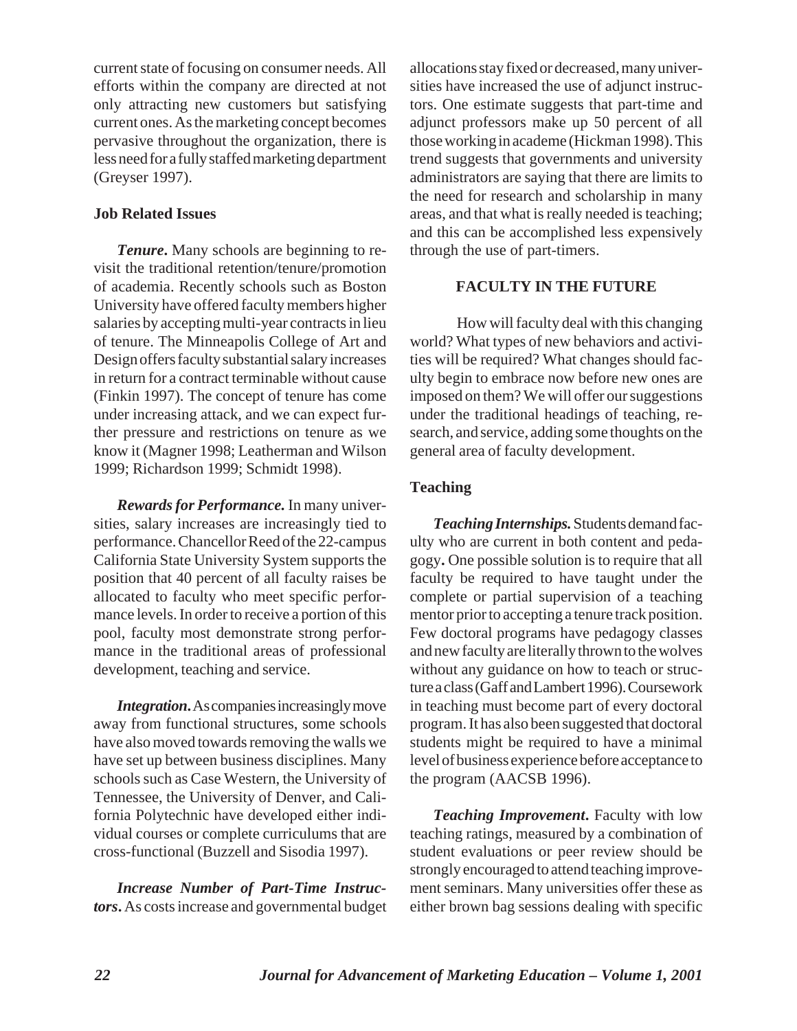current state of focusing on consumer needs. All efforts within the company are directed at not only attracting new customers but satisfying current ones. As the marketing concept becomes pervasive throughout the organization, there is less need for a fully staffed marketing department (Greyser 1997).

### Job Related Issues

***Tenure***. Many schools are beginning to revisit the traditional retention/tenure/promotion of academia. Recently schools such as Boston University have offered faculty members higher salaries by accepting multi-year contracts in lieu of tenure. The Minneapolis College of Art and Design offers faculty substantial salary increases in return for a contract terminable without cause (Finkin 1997). The concept of tenure has come under increasing attack, and we can expect further pressure and restrictions on tenure as we know it (Magner 1998; Leatherman and Wilson 1999; Richardson 1999; Schmidt 1998).

***Rewards for Performance.*** In many universities, salary increases are increasingly tied to performance. Chancellor Reed of the 22-campus California State University System supports the position that 40 percent of all faculty raises be allocated to faculty who meet specific performance levels. In order to receive a portion of this pool, faculty most demonstrate strong performance in the traditional areas of professional development, teaching and service.

***Integration***. As companies increasingly move away from functional structures, some schools have also moved towards removing the walls we have set up between business disciplines. Many schools such as Case Western, the University of Tennessee, the University of Denver, and California Polytechnic have developed either individual courses or complete curriculums that are cross-functional (Buzzell and Sisodia 1997).

***Increase Number of Part-Time Instructors***. As costs increase and governmental budget allocations stay fixed or decreased, many universities have increased the use of adjunct instructors. One estimate suggests that part-time and adjunct professors make up 50 percent of all those working in academe (Hickman 1998). This trend suggests that governments and university administrators are saying that there are limits to the need for research and scholarship in many areas, and that what is really needed is teaching; and this can be accomplished less expensively through the use of part-timers.

## FACULTY IN THE FUTURE

How will faculty deal with this changing world? What types of new behaviors and activities will be required? What changes should faculty begin to embrace now before new ones are imposed on them? We will offer our suggestions under the traditional headings of teaching, research, and service, adding some thoughts on the general area of faculty development.

### Teaching

***Teaching Internships.*** Students demand faculty who are current in both content and pedagogy**.** One possible solution is to require that all faculty be required to have taught under the complete or partial supervision of a teaching mentor prior to accepting a tenure track position. Few doctoral programs have pedagogy classes and new faculty are literally thrown to the wolves without any guidance on how to teach or structure a class (Gaff and Lambert 1996). Coursework in teaching must become part of every doctoral program. It has also been suggested that doctoral students might be required to have a minimal level of business experience before acceptance to the program (AACSB 1996).

***Teaching Improvement***. Faculty with low teaching ratings, measured by a combination of student evaluations or peer review should be strongly encouraged to attend teaching improvement seminars. Many universities offer these as either brown bag sessions dealing with specific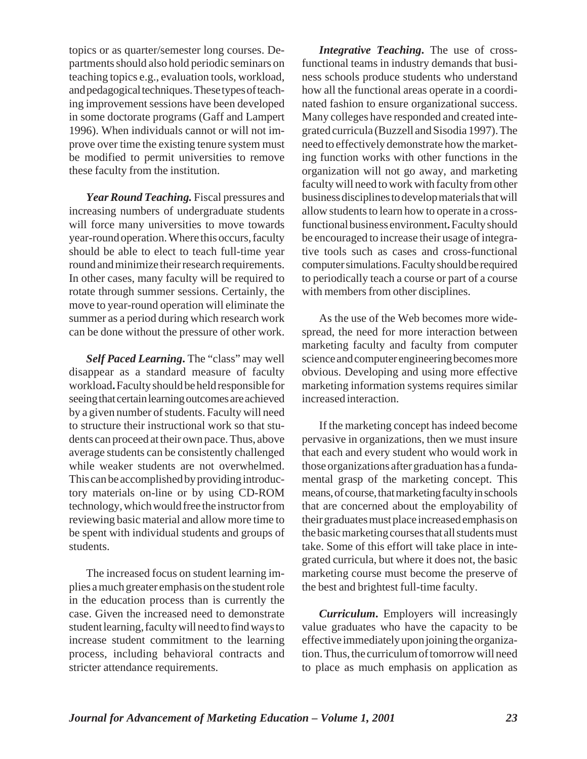topics or as quarter/semester long courses. Departments should also hold periodic seminars on teaching topics e.g., evaluation tools, workload, and pedagogical techniques. These types of teaching improvement sessions have been developed in some doctorate programs (Gaff and Lampert 1996). When individuals cannot or will not improve over time the existing tenure system must be modified to permit universities to remove these faculty from the institution.

***Year Round Teaching.*** Fiscal pressures and increasing numbers of undergraduate students will force many universities to move towards year-round operation. Where this occurs, faculty should be able to elect to teach full-time year round and minimize their research requirements. In other cases, many faculty will be required to rotate through summer sessions. Certainly, the move to year-round operation will eliminate the summer as a period during which research work can be done without the pressure of other work.

***Self Paced Learning.*** The "class" may well disappear as a standard measure of faculty workload**.** Faculty should be held responsible for seeing that certain learning outcomes are achieved by a given number of students. Faculty will need to structure their instructional work so that students can proceed at their own pace. Thus, above average students can be consistently challenged while weaker students are not overwhelmed. This can be accomplished by providing introductory materials on-line or by using CD-ROM technology, which would free the instructor from reviewing basic material and allow more time to be spent with individual students and groups of students.

The increased focus on student learning implies a much greater emphasis on the student role in the education process than is currently the case. Given the increased need to demonstrate student learning, faculty will need to find ways to increase student commitment to the learning process, including behavioral contracts and stricter attendance requirements.

***Integrative Teaching.*** The use of cross-functional teams in industry demands that business schools produce students who understand how all the functional areas operate in a coordinated fashion to ensure organizational success. Many colleges have responded and created integrated curricula (Buzzell and Sisodia 1997). The need to effectively demonstrate how the marketing function works with other functions in the organization will not go away, and marketing faculty will need to work with faculty from other business disciplines to develop materials that will allow students to learn how to operate in a cross-functional business environment**.** Faculty should be encouraged to increase their usage of integrative tools such as cases and cross-functional computer simulations. Faculty should be required to periodically teach a course or part of a course with members from other disciplines.

As the use of the Web becomes more widespread, the need for more interaction between marketing faculty and faculty from computer science and computer engineering becomes more obvious. Developing and using more effective marketing information systems requires similar increased interaction.

If the marketing concept has indeed become pervasive in organizations, then we must insure that each and every student who would work in those organizations after graduation has a fundamental grasp of the marketing concept. This means, of course, that marketing faculty in schools that are concerned about the employability of their graduates must place increased emphasis on the basic marketing courses that all students must take. Some of this effort will take place in integrated curricula, but where it does not, the basic marketing course must become the preserve of the best and brightest full-time faculty.

***Curriculum.*** Employers will increasingly value graduates who have the capacity to be effective immediately upon joining the organization. Thus, the curriculum of tomorrow will need to place as much emphasis on application as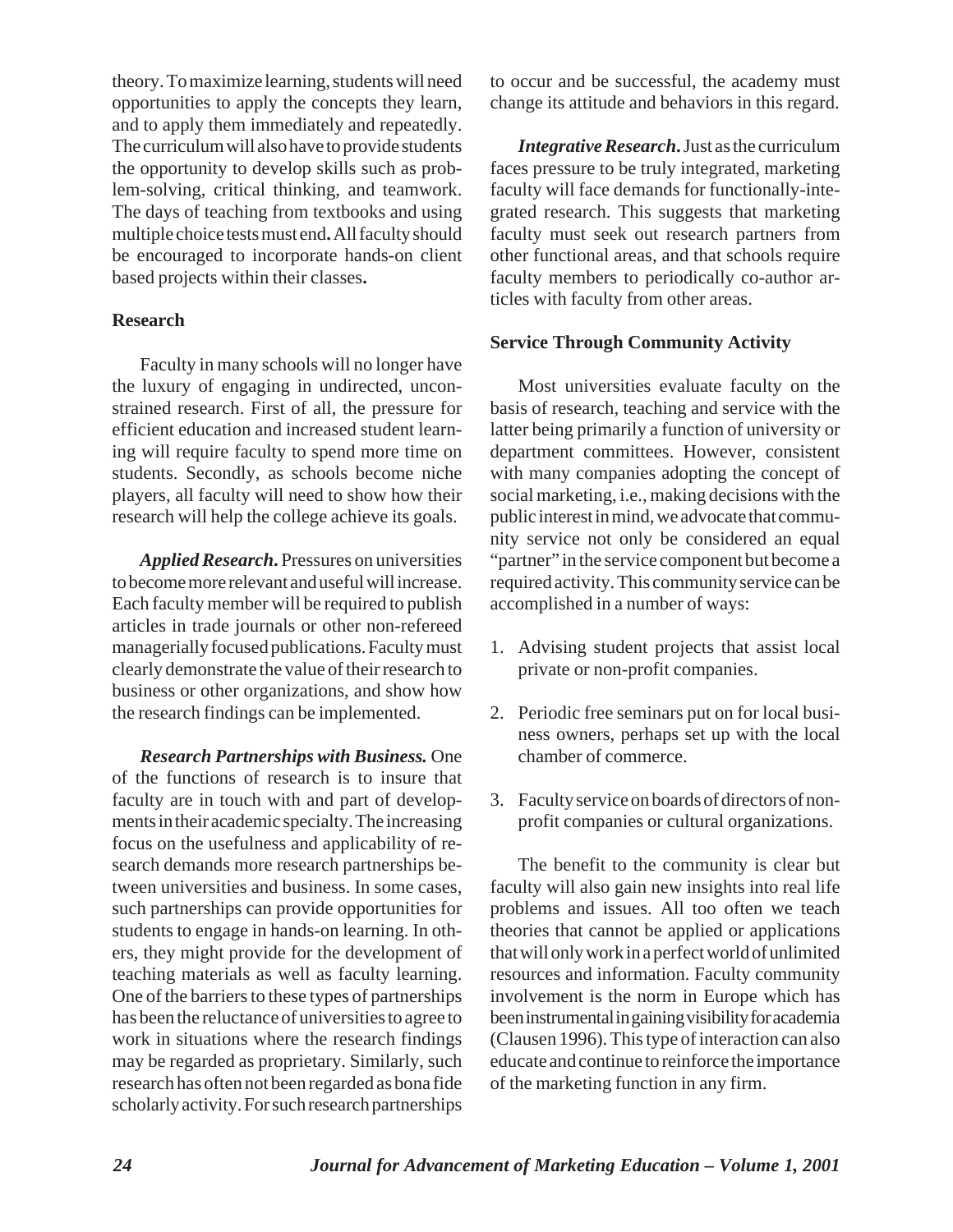theory. To maximize learning, students will need opportunities to apply the concepts they learn, and to apply them immediately and repeatedly. The curriculum will also have to provide students the opportunity to develop skills such as problem-solving, critical thinking, and teamwork. The days of teaching from textbooks and using multiple choice tests must end**.** All faculty should be encouraged to incorporate hands-on client based projects within their classes**.**

### Research

Faculty in many schools will no longer have the luxury of engaging in undirected, unconstrained research. First of all, the pressure for efficient education and increased student learning will require faculty to spend more time on students. Secondly, as schools become niche players, all faculty will need to show how their research will help the college achieve its goals.

***Applied Research*.** Pressures on universities to become more relevant and useful will increase. Each faculty member will be required to publish articles in trade journals or other non-refereed managerially focused publications. Faculty must clearly demonstrate the value of their research to business or other organizations, and show how the research findings can be implemented.

***Research Partnerships with Business.*** One of the functions of research is to insure that faculty are in touch with and part of developments in their academic specialty. The increasing focus on the usefulness and applicability of research demands more research partnerships between universities and business. In some cases, such partnerships can provide opportunities for students to engage in hands-on learning. In others, they might provide for the development of teaching materials as well as faculty learning. One of the barriers to these types of partnerships has been the reluctance of universities to agree to work in situations where the research findings may be regarded as proprietary. Similarly, such research has often not been regarded as bona fide scholarly activity. For such research partnerships to occur and be successful, the academy must change its attitude and behaviors in this regard.

***Integrative Research*.** Just as the curriculum faces pressure to be truly integrated, marketing faculty will face demands for functionally-integrated research. This suggests that marketing faculty must seek out research partners from other functional areas, and that schools require faculty members to periodically co-author articles with faculty from other areas.

### Service Through Community Activity

Most universities evaluate faculty on the basis of research, teaching and service with the latter being primarily a function of university or department committees. However, consistent with many companies adopting the concept of social marketing, i.e., making decisions with the public interest in mind, we advocate that community service not only be considered an equal "partner" in the service component but become a required activity. This community service can be accomplished in a number of ways:

1. Advising student projects that assist local private or non-profit companies.
2. Periodic free seminars put on for local business owners, perhaps set up with the local chamber of commerce.
3. Faculty service on boards of directors of non-profit companies or cultural organizations.

The benefit to the community is clear but faculty will also gain new insights into real life problems and issues. All too often we teach theories that cannot be applied or applications that will only work in a perfect world of unlimited resources and information. Faculty community involvement is the norm in Europe which has been instrumental in gaining visibility for academia (Clausen 1996). This type of interaction can also educate and continue to reinforce the importance of the marketing function in any firm.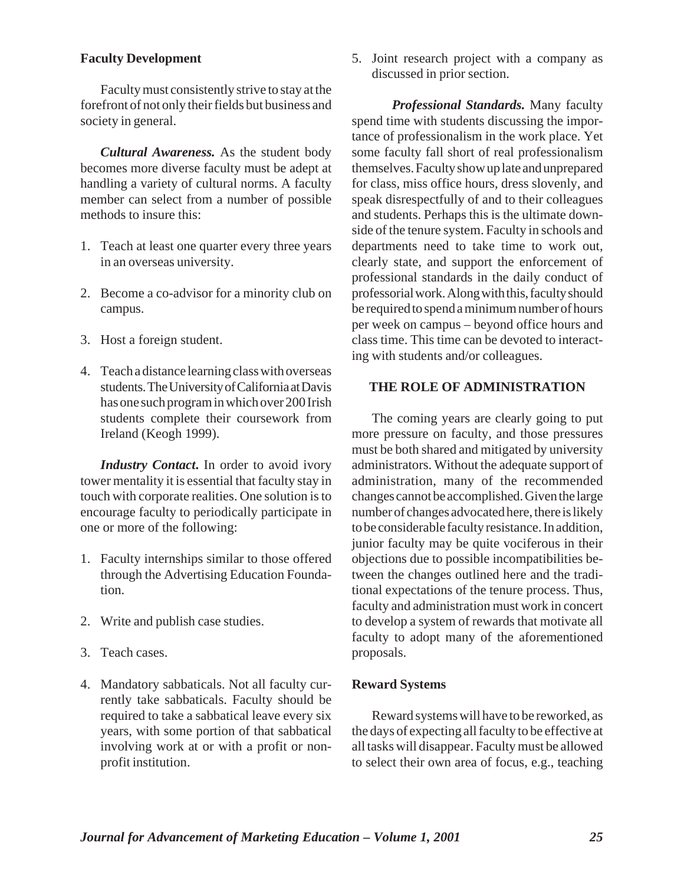## Faculty Development

Faculty must consistently strive to stay at the forefront of not only their fields but business and society in general.

***Cultural Awareness.*** As the student body becomes more diverse faculty must be adept at handling a variety of cultural norms. A faculty member can select from a number of possible methods to insure this:

1. Teach at least one quarter every three years in an overseas university.
2. Become a co-advisor for a minority club on campus.
3. Host a foreign student.
4. Teach a distance learning class with overseas students. The University of California at Davis has one such program in which over 200 Irish students complete their coursework from Ireland (Keogh 1999).

***Industry Contact.*** In order to avoid ivory tower mentality it is essential that faculty stay in touch with corporate realities. One solution is to encourage faculty to periodically participate in one or more of the following:

1. Faculty internships similar to those offered through the Advertising Education Foundation.
2. Write and publish case studies.
3. Teach cases.
4. Mandatory sabbaticals. Not all faculty currently take sabbaticals. Faculty should be required to take a sabbatical leave every six years, with some portion of that sabbatical involving work at or with a profit or non-profit institution.
5. Joint research project with a company as discussed in prior section.

***Professional Standards.*** Many faculty spend time with students discussing the importance of professionalism in the work place. Yet some faculty fall short of real professionalism themselves. Faculty show up late and unprepared for class, miss office hours, dress slovenly, and speak disrespectfully of and to their colleagues and students. Perhaps this is the ultimate downside of the tenure system. Faculty in schools and departments need to take time to work out, clearly state, and support the enforcement of professional standards in the daily conduct of professorial work. Along with this, faculty should be required to spend a minimum number of hours per week on campus – beyond office hours and class time. This time can be devoted to interacting with students and/or colleagues.

# THE ROLE OF ADMINISTRATION

The coming years are clearly going to put more pressure on faculty, and those pressures must be both shared and mitigated by university administrators. Without the adequate support of administration, many of the recommended changes cannot be accomplished. Given the large number of changes advocated here, there is likely to be considerable faculty resistance. In addition, junior faculty may be quite vociferous in their objections due to possible incompatibilities between the changes outlined here and the traditional expectations of the tenure process. Thus, faculty and administration must work in concert to develop a system of rewards that motivate all faculty to adopt many of the aforementioned proposals.

## Reward Systems

Reward systems will have to be reworked, as the days of expecting all faculty to be effective at all tasks will disappear. Faculty must be allowed to select their own area of focus, e.g., teaching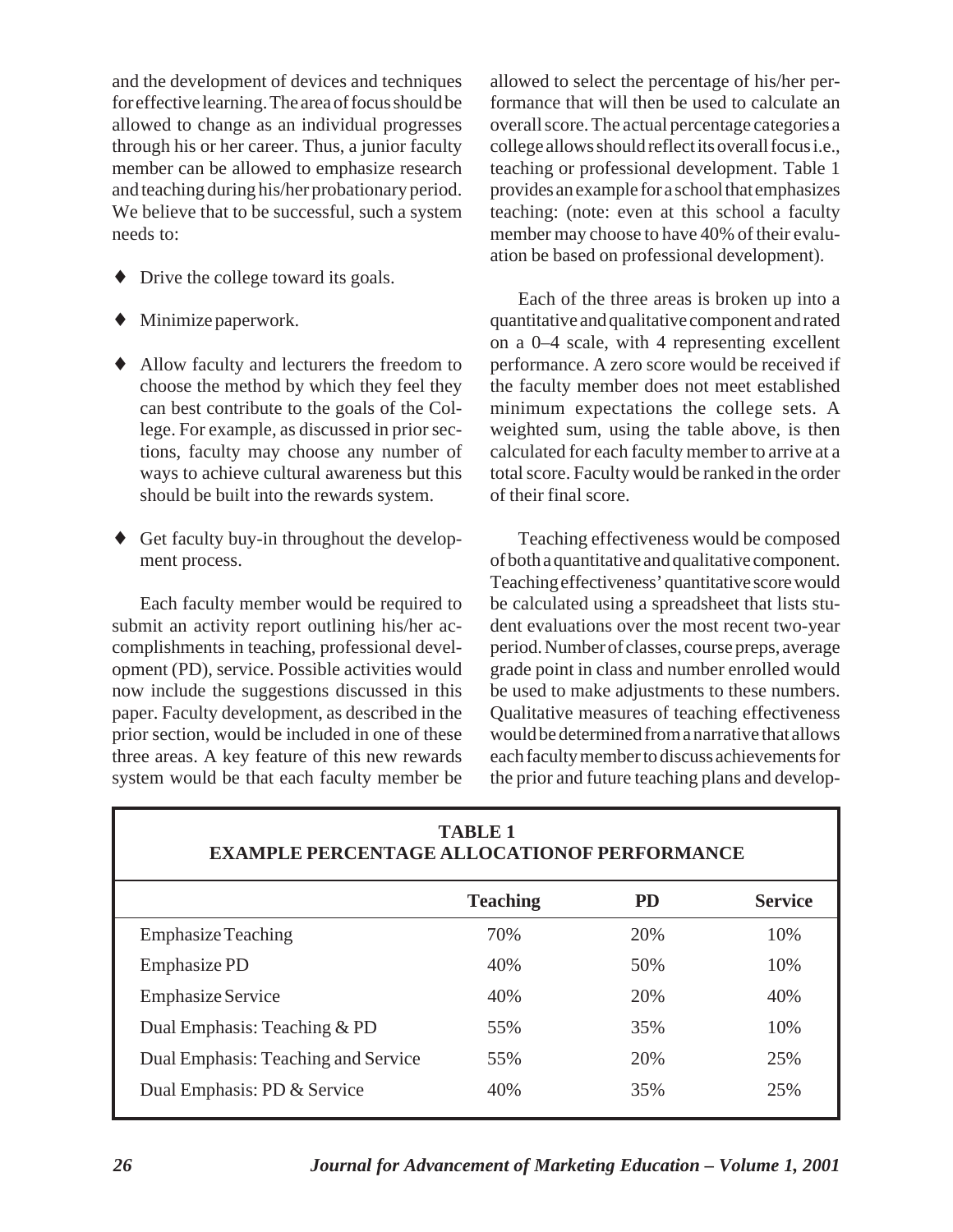and the development of devices and techniques for effective learning. The area of focus should be allowed to change as an individual progresses through his or her career. Thus, a junior faculty member can be allowed to emphasize research and teaching during his/her probationary period. We believe that to be successful, such a system needs to:

- Drive the college toward its goals.
- Minimize paperwork.
- Allow faculty and lecturers the freedom to choose the method by which they feel they can best contribute to the goals of the College. For example, as discussed in prior sections, faculty may choose any number of ways to achieve cultural awareness but this should be built into the rewards system.
- Get faculty buy-in throughout the development process.

Each faculty member would be required to submit an activity report outlining his/her accomplishments in teaching, professional development (PD), service. Possible activities would now include the suggestions discussed in this paper. Faculty development, as described in the prior section, would be included in one of these three areas. A key feature of this new rewards system would be that each faculty member be allowed to select the percentage of his/her performance that will then be used to calculate an overall score. The actual percentage categories a college allows should reflect its overall focus i.e., teaching or professional development. Table 1 provides an example for a school that emphasizes teaching: (note: even at this school a faculty member may choose to have 40% of their evaluation be based on professional development).

Each of the three areas is broken up into a quantitative and qualitative component and rated on a 0–4 scale, with 4 representing excellent performance. A zero score would be received if the faculty member does not meet established minimum expectations the college sets. A weighted sum, using the table above, is then calculated for each faculty member to arrive at a total score. Faculty would be ranked in the order of their final score.

Teaching effectiveness would be composed of both a quantitative and qualitative component. Teaching effectiveness' quantitative score would be calculated using a spreadsheet that lists student evaluations over the most recent two-year period. Number of classes, course preps, average grade point in class and number enrolled would be used to make adjustments to these numbers. Qualitative measures of teaching effectiveness would be determined from a narrative that allows each faculty member to discuss achievements for the prior and future teaching plans and develop-

**TABLE 1**
**EXAMPLE PERCENTAGE ALLOCATIONOF PERFORMANCE**

| | Teaching | PD | Service |
|---|---|---|---|
| Emphasize Teaching | 70% | 20% | 10% |
| Emphasize PD | 40% | 50% | 10% |
| Emphasize Service | 40% | 20% | 40% |
| Dual Emphasis: Teaching & PD | 55% | 35% | 10% |
| Dual Emphasis: Teaching and Service | 55% | 20% | 25% |
| Dual Emphasis: PD & Service | 40% | 35% | 25% |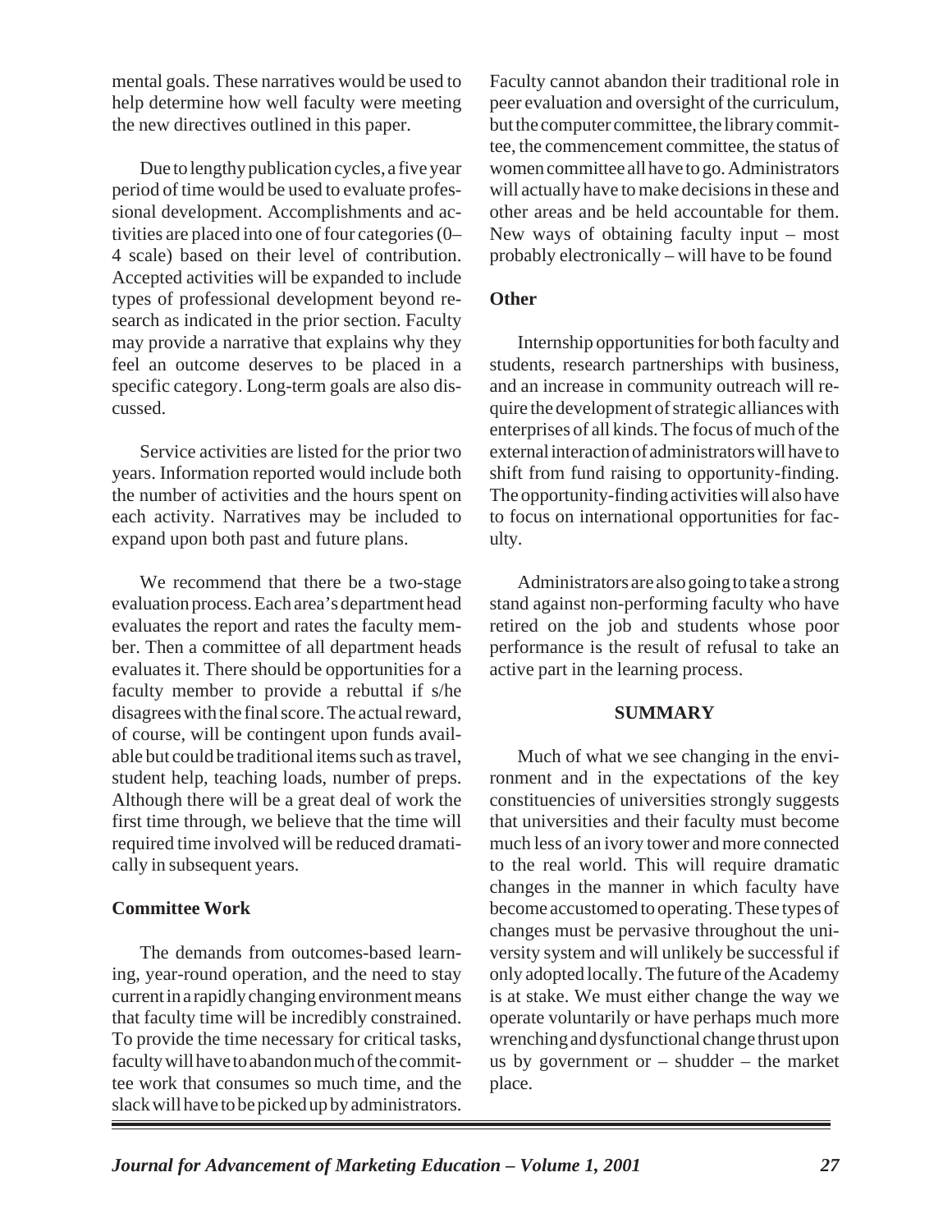mental goals. These narratives would be used to help determine how well faculty were meeting the new directives outlined in this paper.

Due to lengthy publication cycles, a five year period of time would be used to evaluate professional development. Accomplishments and activities are placed into one of four categories (0–4 scale) based on their level of contribution. Accepted activities will be expanded to include types of professional development beyond research as indicated in the prior section. Faculty may provide a narrative that explains why they feel an outcome deserves to be placed in a specific category. Long-term goals are also discussed.

Service activities are listed for the prior two years. Information reported would include both the number of activities and the hours spent on each activity. Narratives may be included to expand upon both past and future plans.

We recommend that there be a two-stage evaluation process. Each area's department head evaluates the report and rates the faculty member. Then a committee of all department heads evaluates it. There should be opportunities for a faculty member to provide a rebuttal if s/he disagrees with the final score. The actual reward, of course, will be contingent upon funds available but could be traditional items such as travel, student help, teaching loads, number of preps. Although there will be a great deal of work the first time through, we believe that the time will required time involved will be reduced dramatically in subsequent years.

**Committee Work**

The demands from outcomes-based learning, year-round operation, and the need to stay current in a rapidly changing environment means that faculty time will be incredibly constrained. To provide the time necessary for critical tasks, faculty will have to abandon much of the committee work that consumes so much time, and the slack will have to be picked up by administrators. Faculty cannot abandon their traditional role in peer evaluation and oversight of the curriculum, but the computer committee, the library committee, the commencement committee, the status of women committee all have to go. Administrators will actually have to make decisions in these and other areas and be held accountable for them. New ways of obtaining faculty input – most probably electronically – will have to be found

**Other**

Internship opportunities for both faculty and students, research partnerships with business, and an increase in community outreach will require the development of strategic alliances with enterprises of all kinds. The focus of much of the external interaction of administrators will have to shift from fund raising to opportunity-finding. The opportunity-finding activities will also have to focus on international opportunities for faculty.

Administrators are also going to take a strong stand against non-performing faculty who have retired on the job and students whose poor performance is the result of refusal to take an active part in the learning process.

## SUMMARY

Much of what we see changing in the environment and in the expectations of the key constituencies of universities strongly suggests that universities and their faculty must become much less of an ivory tower and more connected to the real world. This will require dramatic changes in the manner in which faculty have become accustomed to operating. These types of changes must be pervasive throughout the university system and will unlikely be successful if only adopted locally. The future of the Academy is at stake. We must either change the way we operate voluntarily or have perhaps much more wrenching and dysfunctional change thrust upon us by government or – shudder – the market place.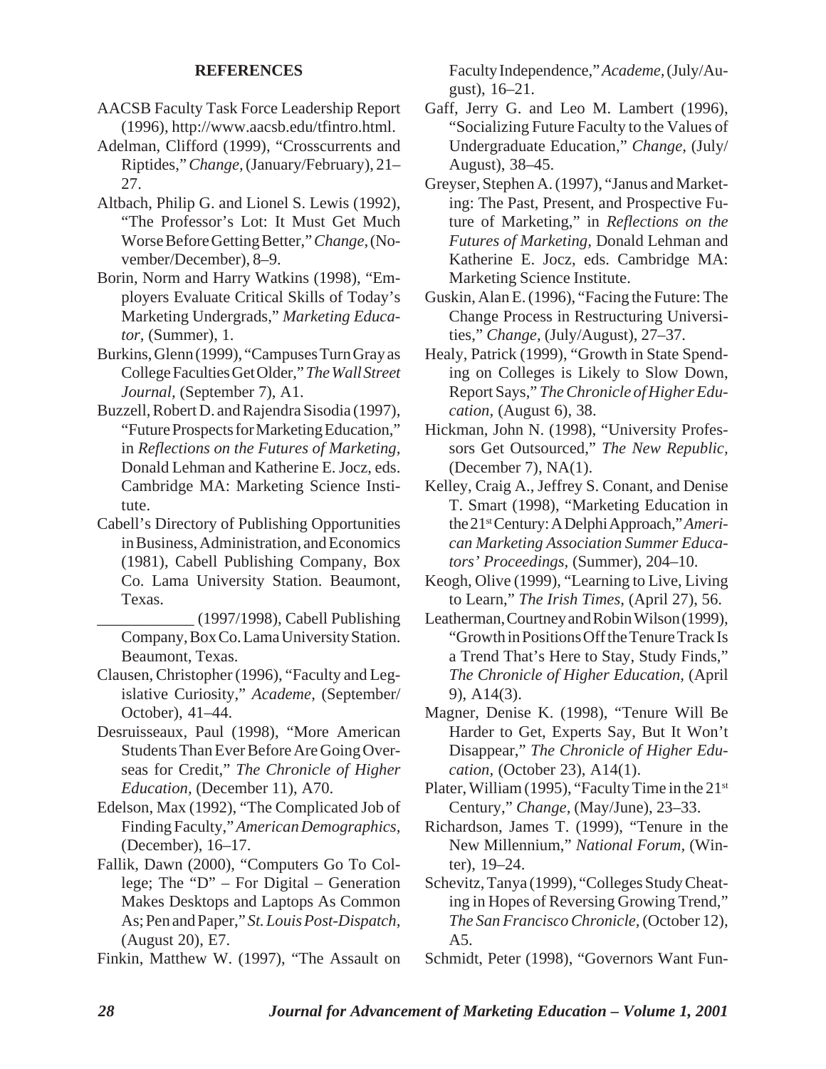## REFERENCES

AACSB Faculty Task Force Leadership Report (1996), http://www.aacsb.edu/tfintro.html.

Adelman, Clifford (1999), "Crosscurrents and Riptides," *Change,* (January/February), 21–27.

Altbach, Philip G. and Lionel S. Lewis (1992), "The Professor's Lot: It Must Get Much Worse Before Getting Better," *Change,* (November/December), 8–9.

Borin, Norm and Harry Watkins (1998), "Employers Evaluate Critical Skills of Today's Marketing Undergrads," *Marketing Educator,* (Summer), 1.

Burkins, Glenn (1999), "Campuses Turn Gray as College Faculties Get Older," *The Wall Street Journal,* (September 7), A1.

Buzzell, Robert D. and Rajendra Sisodia (1997), "Future Prospects for Marketing Education," in *Reflections on the Futures of Marketing,* Donald Lehman and Katherine E. Jocz, eds. Cambridge MA: Marketing Science Institute.

Cabell's Directory of Publishing Opportunities in Business, Administration, and Economics (1981), Cabell Publishing Company, Box Co. Lama University Station. Beaumont, Texas.

____________ (1997/1998), Cabell Publishing Company, Box Co. Lama University Station. Beaumont, Texas.

Clausen, Christopher (1996), "Faculty and Legislative Curiosity," *Academe,* (September/October), 41–44.

Desruisseaux, Paul (1998), "More American Students Than Ever Before Are Going Overseas for Credit," *The Chronicle of Higher Education,* (December 11), A70.

Edelson, Max (1992), "The Complicated Job of Finding Faculty," *American Demographics,* (December), 16–17.

Fallik, Dawn (2000), "Computers Go To College; The "D" – For Digital – Generation Makes Desktops and Laptops As Common As; Pen and Paper," *St. Louis Post-Dispatch,* (August 20), E7.

Finkin, Matthew W. (1997), "The Assault on Faculty Independence," *Academe,* (July/August), 16–21.

Gaff, Jerry G. and Leo M. Lambert (1996), "Socializing Future Faculty to the Values of Undergraduate Education," *Change,* (July/August), 38–45.

Greyser, Stephen A. (1997), "Janus and Marketing: The Past, Present, and Prospective Future of Marketing," in *Reflections on the Futures of Marketing,* Donald Lehman and Katherine E. Jocz, eds. Cambridge MA: Marketing Science Institute.

Guskin, Alan E. (1996), "Facing the Future: The Change Process in Restructuring Universities," *Change,* (July/August), 27–37.

Healy, Patrick (1999), "Growth in State Spending on Colleges is Likely to Slow Down, Report Says," *The Chronicle of Higher Education,* (August 6), 38.

Hickman, John N. (1998), "University Professors Get Outsourced," *The New Republic,* (December 7), NA(1).

Kelley, Craig A., Jeffrey S. Conant, and Denise T. Smart (1998), "Marketing Education in the 21st Century: A Delphi Approach," *American Marketing Association Summer Educators' Proceedings,* (Summer), 204–10.

Keogh, Olive (1999), "Learning to Live, Living to Learn," *The Irish Times,* (April 27), 56.

Leatherman, Courtney and Robin Wilson (1999), "Growth in Positions Off the Tenure Track Is a Trend That's Here to Stay, Study Finds," *The Chronicle of Higher Education,* (April 9), A14(3).

Magner, Denise K. (1998), "Tenure Will Be Harder to Get, Experts Say, But It Won't Disappear," *The Chronicle of Higher Education,* (October 23), A14(1).

Plater, William (1995), "Faculty Time in the 21st Century," *Change,* (May/June), 23–33.

Richardson, James T. (1999), "Tenure in the New Millennium," *National Forum,* (Winter), 19–24.

Schevitz, Tanya (1999), "Colleges Study Cheating in Hopes of Reversing Growing Trend," *The San Francisco Chronicle,* (October 12), A5.

Schmidt, Peter (1998), "Governors Want Fun-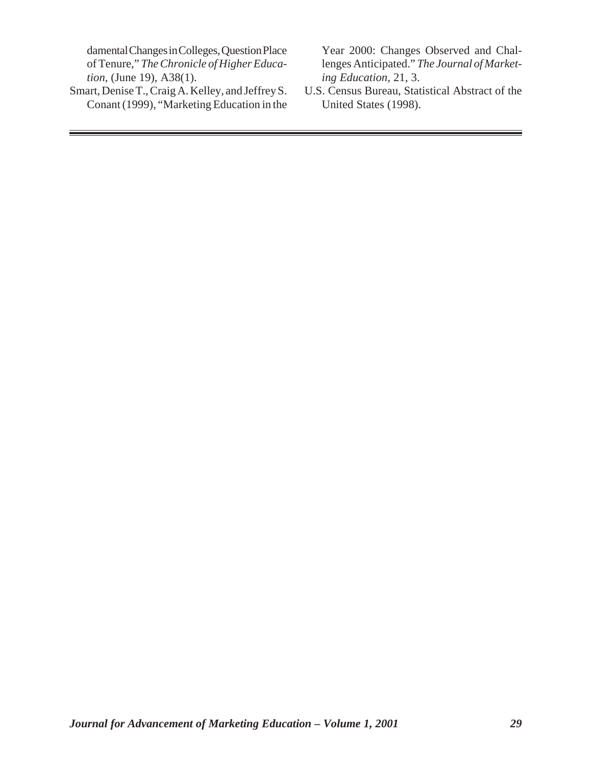damental Changes in Colleges, Question Place of Tenure," *The Chronicle of Higher Education*, (June 19), A38(1).

Smart, Denise T., Craig A. Kelley, and Jeffrey S. Conant (1999), "Marketing Education in the Year 2000: Changes Observed and Challenges Anticipated." *The Journal of Marketing Education*, 21, 3.

U.S. Census Bureau, Statistical Abstract of the United States (1998).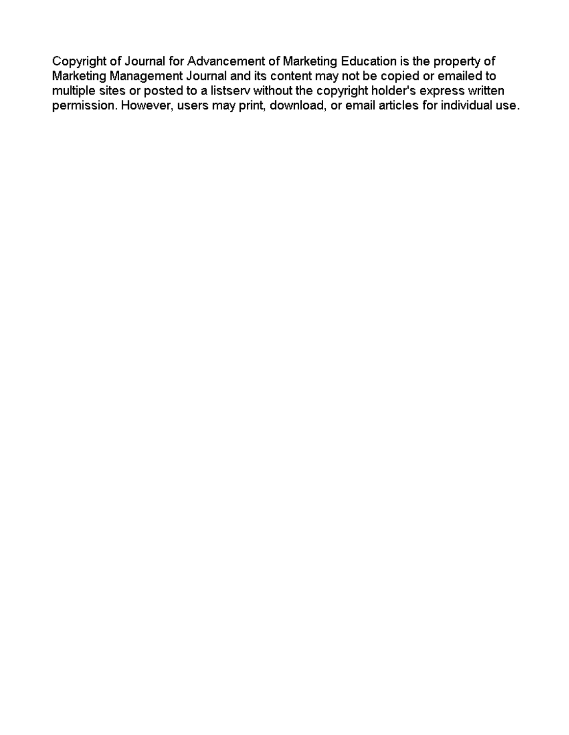Copyright of Journal for Advancement of Marketing Education is the property of Marketing Management Journal and its content may not be copied or emailed to multiple sites or posted to a listserv without the copyright holder's express written permission. However, users may print, download, or email articles for individual use.